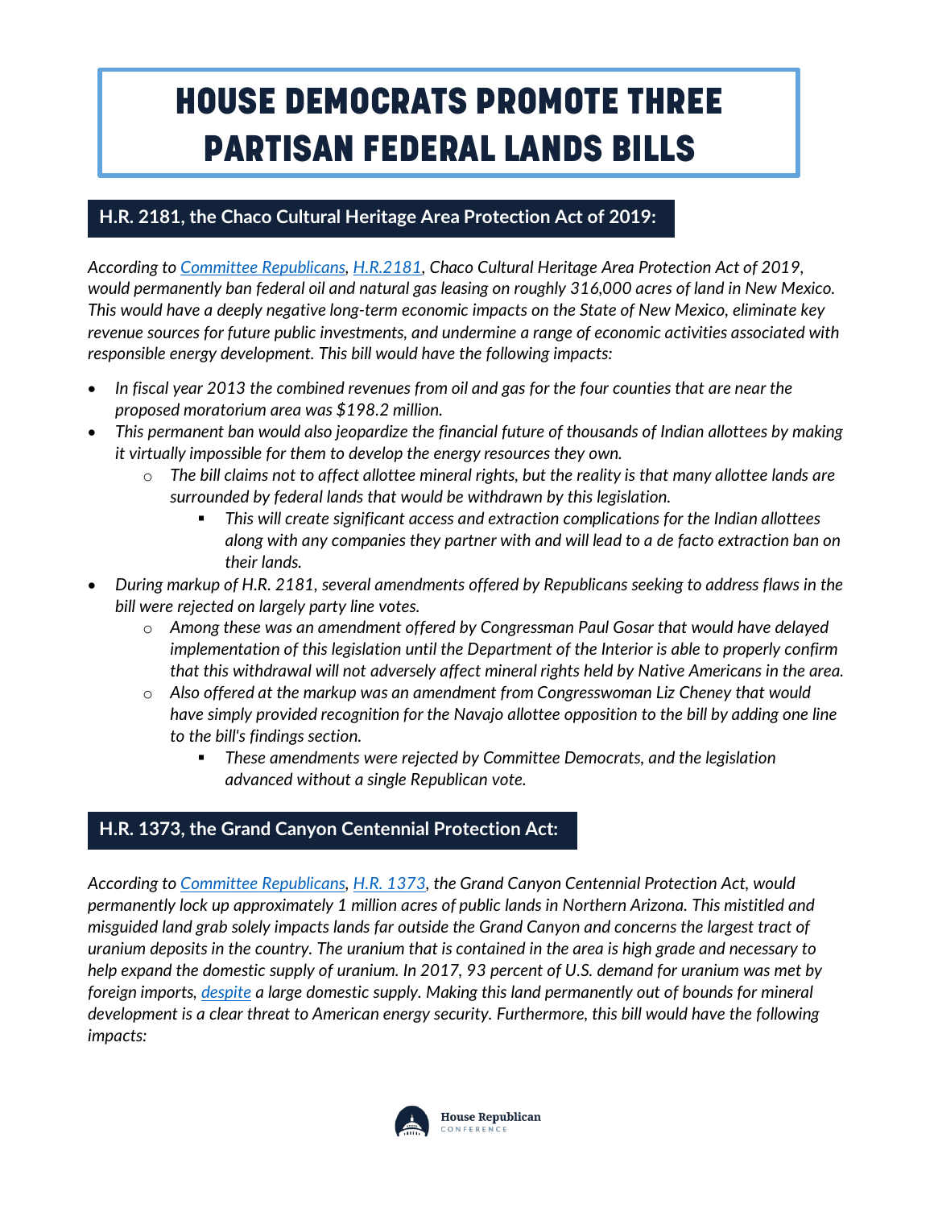# HOUSE DEMOCRATS PROMOTE THREE PARTISAN FEDERAL LANDS BILLS

## H.R. 2181, the Chaco Cultural Heritage Area Protection Act of 2019:

*According to Committee Republicans, H.R.2181, Chaco Cultural Heritage Area Protection Act of 2019, would permanently ban federal oil and natural gas leasing on roughly 316,000 acres of land in New Mexico. This would have a deeply negative long-term economic impacts on the State of New Mexico, eliminate key revenue sources for future public investments, and undermine a range of economic activities associated with responsible energy development. This bill would have the following impacts:*

- *In fiscal year 2013 the combined revenues from oil and gas for the four counties that are near the proposed moratorium area was $198.2 million.*
- *This permanent ban would also jeopardize the financial future of thousands of Indian allottees by making it virtually impossible for them to develop the energy resources they own.*
  - *The bill claims not to affect allottee mineral rights, but the reality is that many allottee lands are surrounded by federal lands that would be withdrawn by this legislation.*
    - *This will create significant access and extraction complications for the Indian allottees along with any companies they partner with and will lead to a de facto extraction ban on their lands.*
- *During markup of H.R. 2181, several amendments offered by Republicans seeking to address flaws in the bill were rejected on largely party line votes.*
  - *Among these was an amendment offered by Congressman Paul Gosar that would have delayed implementation of this legislation until the Department of the Interior is able to properly confirm that this withdrawal will not adversely affect mineral rights held by Native Americans in the area.*
  - *Also offered at the markup was an amendment from Congresswoman Liz Cheney that would have simply provided recognition for the Navajo allottee opposition to the bill by adding one line to the bill's findings section.*
    - *These amendments were rejected by Committee Democrats, and the legislation advanced without a single Republican vote.*

## H.R. 1373, the Grand Canyon Centennial Protection Act:

*According to Committee Republicans, H.R. 1373, the Grand Canyon Centennial Protection Act, would permanently lock up approximately 1 million acres of public lands in Northern Arizona. This mistitled and misguided land grab solely impacts lands far outside the Grand Canyon and concerns the largest tract of uranium deposits in the country. The uranium that is contained in the area is high grade and necessary to help expand the domestic supply of uranium. In 2017, 93 percent of U.S. demand for uranium was met by foreign imports, despite a large domestic supply. Making this land permanently out of bounds for mineral development is a clear threat to American energy security. Furthermore, this bill would have the following impacts:*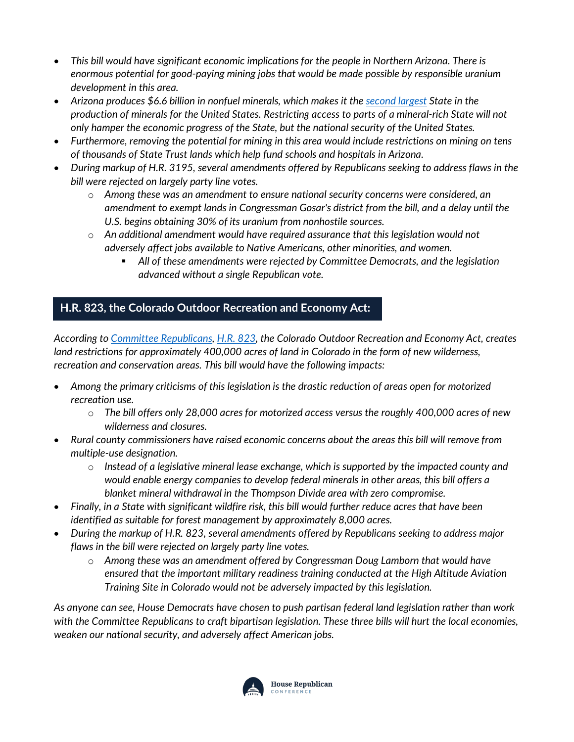- *This bill would have significant economic implications for the people in Northern Arizona. There is enormous potential for good-paying mining jobs that would be made possible by responsible uranium development in this area.*
- *Arizona produces $6.6 billion in nonfuel minerals, which makes it the [second largest](#) State in the production of minerals for the United States. Restricting access to parts of a mineral-rich State will not only hamper the economic progress of the State, but the national security of the United States.*
- *Furthermore, removing the potential for mining in this area would include restrictions on mining on tens of thousands of State Trust lands which help fund schools and hospitals in Arizona.*
- *During markup of H.R. 3195, several amendments offered by Republicans seeking to address flaws in the bill were rejected on largely party line votes.*
  - *Among these was an amendment to ensure national security concerns were considered, an amendment to exempt lands in Congressman Gosar's district from the bill, and a delay until the U.S. begins obtaining 30% of its uranium from nonhostile sources.*
  - *An additional amendment would have required assurance that this legislation would not adversely affect jobs available to Native Americans, other minorities, and women.*
    - *All of these amendments were rejected by Committee Democrats, and the legislation advanced without a single Republican vote.*

## H.R. 823, the Colorado Outdoor Recreation and Economy Act:

*According to [Committee Republicans](#), [H.R. 823](#), the Colorado Outdoor Recreation and Economy Act, creates land restrictions for approximately 400,000 acres of land in Colorado in the form of new wilderness, recreation and conservation areas. This bill would have the following impacts:*

- *Among the primary criticisms of this legislation is the drastic reduction of areas open for motorized recreation use.*
  - *The bill offers only 28,000 acres for motorized access versus the roughly 400,000 acres of new wilderness and closures.*
- *Rural county commissioners have raised economic concerns about the areas this bill will remove from multiple-use designation.*
  - *Instead of a legislative mineral lease exchange, which is supported by the impacted county and would enable energy companies to develop federal minerals in other areas, this bill offers a blanket mineral withdrawal in the Thompson Divide area with zero compromise.*
- *Finally, in a State with significant wildfire risk, this bill would further reduce acres that have been identified as suitable for forest management by approximately 8,000 acres.*
- *During the markup of H.R. 823, several amendments offered by Republicans seeking to address major flaws in the bill were rejected on largely party line votes.*
  - *Among these was an amendment offered by Congressman Doug Lamborn that would have ensured that the important military readiness training conducted at the High Altitude Aviation Training Site in Colorado would not be adversely impacted by this legislation.*

*As anyone can see, House Democrats have chosen to push partisan federal land legislation rather than work with the Committee Republicans to craft bipartisan legislation. These three bills will hurt the local economies, weaken our national security, and adversely affect American jobs.*

House Republican
CONFERENCE